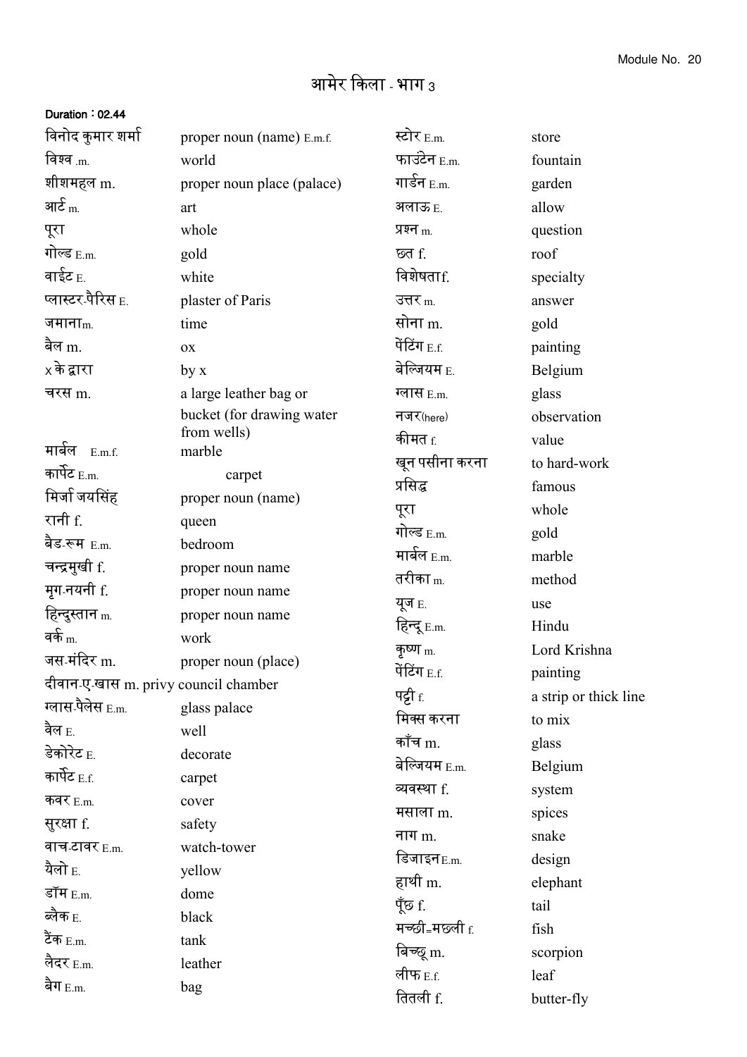# आमेर किला - भाग 3

**Duration : 02.44**

| | |
|---|---|
| विनोद कुमार शर्मा | proper noun (name) E.m.f. |
| विश्व .m. | world |
| शीशमहल m. | proper noun place (palace) |
| आर्ट m. | art |
| पूरा | whole |
| गोल्ड E.m. | gold |
| वाईट E. | white |
| प्लास्टर-पैरिस E. | plaster of Paris |
| जमानाm. | time |
| बैल m. | ox |
| x के द्वारा | by x |
| चरस m. | a large leather bag or bucket (for drawing water from wells) |
| मार्बल E.m.f. | marble |
| कार्पेट E.m. | carpet |
| मिर्जा जयसिंह | proper noun (name) |
| रानी f. | queen |
| बैड-रूम E.m. | bedroom |
| चन्द्रमुखी f. | proper noun name |
| मृग-नयनी f. | proper noun name |
| हिन्दुस्तान m. | proper noun name |
| वर्क m. | work |
| जस-मंदिर m. | proper noun (place) |
| दीवान-ए-खास m. | privy council chamber |
| ग्लास-पैलेस E.m. | glass palace |
| वैल E. | well |
| डेकोरेट E. | decorate |
| कार्पेट E.f. | carpet |
| कवर E.m. | cover |
| सुरक्षा f. | safety |
| वाच-टावर E.m. | watch-tower |
| यैलो E. | yellow |
| डॉम E.m. | dome |
| ब्लैक E. | black |
| टैंक E.m. | tank |
| लैदर E.m. | leather |
| बैग E.m. | bag |
| स्टोर E.m. | store |
| फाउंटेन E.m. | fountain |
| गार्डन E.m. | garden |
| अलाऊ E. | allow |
| प्रश्न m. | question |
| छत f. | roof |
| विशेषताf. | specialty |
| उत्तर m. | answer |
| सोना m. | gold |
| पेंटिंग E.f. | painting |
| बेल्जियम E. | Belgium |
| ग्लास E.m. | glass |
| नजर(here) | observation |
| कीमत f. | value |
| खून पसीना करना | to hard-work |
| प्रसिद्ध | famous |
| पूरा | whole |
| गोल्ड E.m. | gold |
| मार्बल E.m. | marble |
| तरीका m. | method |
| यूज E. | use |
| हिन्दू E.m. | Hindu |
| कृष्ण m. | Lord Krishna |
| पेंटिंग E.f. | painting |
| पट्टी f. | a strip or thick line |
| मिक्स करना | to mix |
| काँच m. | glass |
| बेल्जियम E.m. | Belgium |
| व्यवस्था f. | system |
| मसाला m. | spices |
| नाग m. | snake |
| डिजाइनE.m. | design |
| हाथी m. | elephant |
| पूँछ f. | tail |
| मच्छी=मछली f. | fish |
| बिच्छू m. | scorpion |
| लीफ E.f. | leaf |
| तितली f. | butter-fly |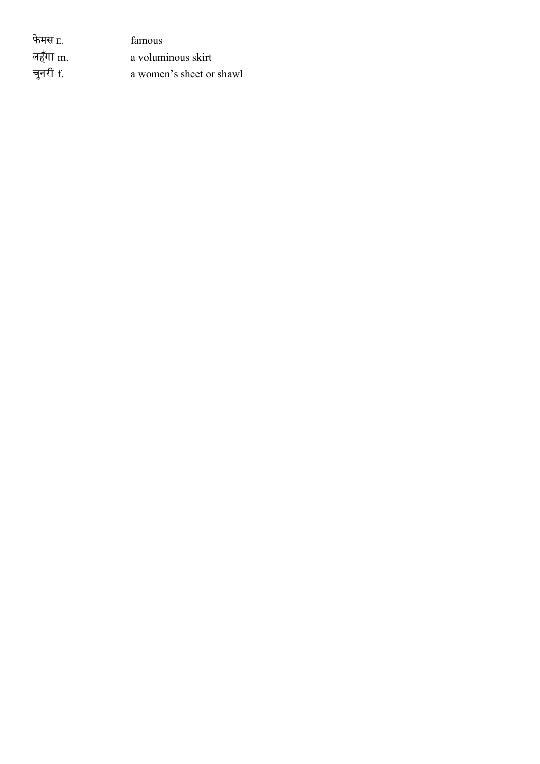| | |
|---|---|
| फेमस E. | famous |
| लहँगा m. | a voluminous skirt |
| चुनरी f. | a women's sheet or shawl |